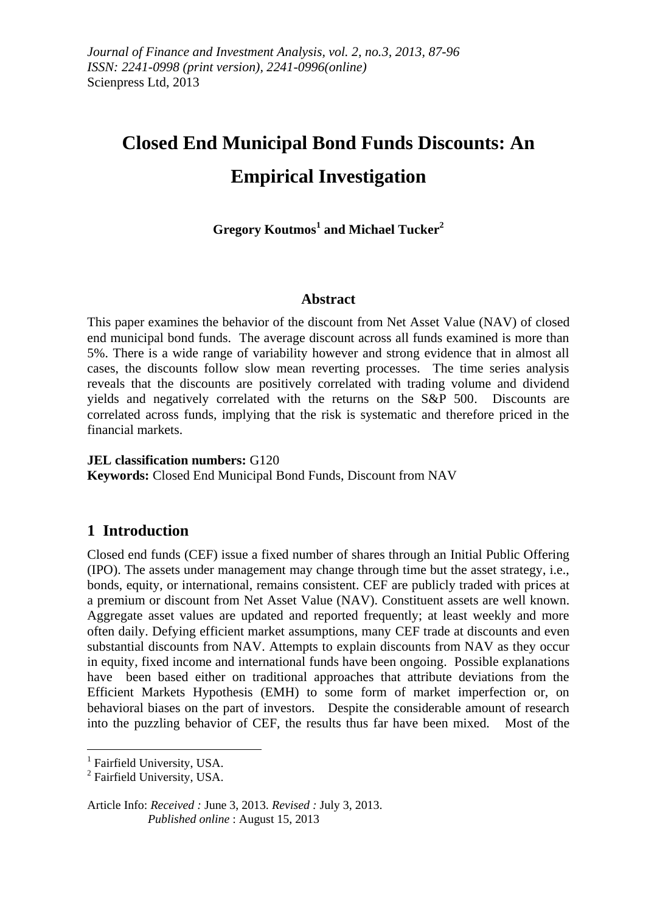*Journal of Finance and Investment Analysis, vol. 2, no.3, 2013, 87-96*
*ISSN: 2241-0998 (print version), 2241-0996(online)*
Scienpress Ltd, 2013

# Closed End Municipal Bond Funds Discounts: An Empirical Investigation

**Gregory Koutmos[1] and Michael Tucker[2]**

## Abstract

This paper examines the behavior of the discount from Net Asset Value (NAV) of closed end municipal bond funds. The average discount across all funds examined is more than 5%. There is a wide range of variability however and strong evidence that in almost all cases, the discounts follow slow mean reverting processes. The time series analysis reveals that the discounts are positively correlated with trading volume and dividend yields and negatively correlated with the returns on the S&P 500. Discounts are correlated across funds, implying that the risk is systematic and therefore priced in the financial markets.

**JEL classification numbers:** G120
**Keywords:** Closed End Municipal Bond Funds, Discount from NAV

## 1 Introduction

Closed end funds (CEF) issue a fixed number of shares through an Initial Public Offering (IPO). The assets under management may change through time but the asset strategy, i.e., bonds, equity, or international, remains consistent. CEF are publicly traded with prices at a premium or discount from Net Asset Value (NAV). Constituent assets are well known. Aggregate asset values are updated and reported frequently; at least weekly and more often daily. Defying efficient market assumptions, many CEF trade at discounts and even substantial discounts from NAV. Attempts to explain discounts from NAV as they occur in equity, fixed income and international funds have been ongoing. Possible explanations have been based either on traditional approaches that attribute deviations from the Efficient Markets Hypothesis (EMH) to some form of market imperfection or, on behavioral biases on the part of investors. Despite the considerable amount of research into the puzzling behavior of CEF, the results thus far have been mixed. Most of the

---

[1] Fairfield University, USA.
[2] Fairfield University, USA.

Article Info: *Received :* June 3, 2013. *Revised :* July 3, 2013.
*Published online* : August 15, 2013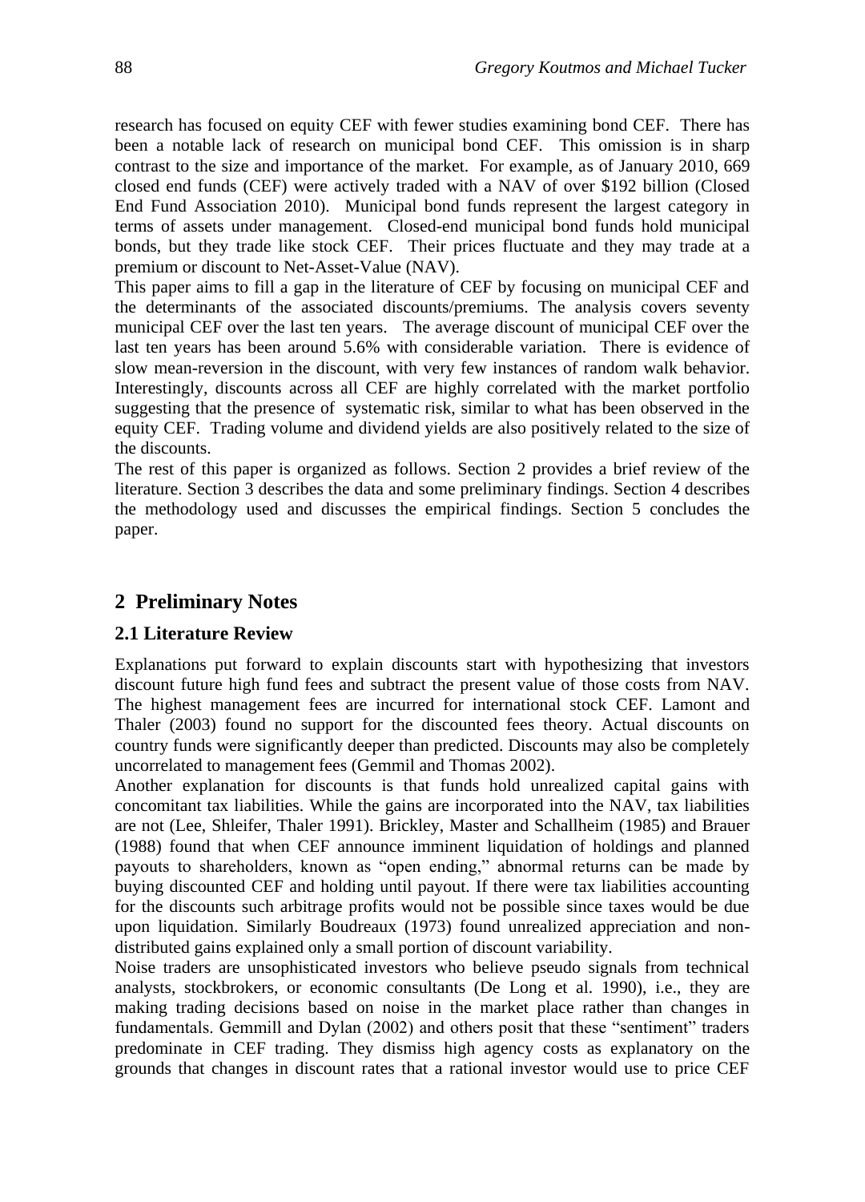research has focused on equity CEF with fewer studies examining bond CEF. There has been a notable lack of research on municipal bond CEF. This omission is in sharp contrast to the size and importance of the market. For example, as of January 2010, 669 closed end funds (CEF) were actively traded with a NAV of over $192 billion (Closed End Fund Association 2010). Municipal bond funds represent the largest category in terms of assets under management. Closed-end municipal bond funds hold municipal bonds, but they trade like stock CEF. Their prices fluctuate and they may trade at a premium or discount to Net-Asset-Value (NAV).

This paper aims to fill a gap in the literature of CEF by focusing on municipal CEF and the determinants of the associated discounts/premiums. The analysis covers seventy municipal CEF over the last ten years. The average discount of municipal CEF over the last ten years has been around 5.6% with considerable variation. There is evidence of slow mean-reversion in the discount, with very few instances of random walk behavior. Interestingly, discounts across all CEF are highly correlated with the market portfolio suggesting that the presence of systematic risk, similar to what has been observed in the equity CEF. Trading volume and dividend yields are also positively related to the size of the discounts.

The rest of this paper is organized as follows. Section 2 provides a brief review of the literature. Section 3 describes the data and some preliminary findings. Section 4 describes the methodology used and discusses the empirical findings. Section 5 concludes the paper.

## 2 Preliminary Notes

### 2.1 Literature Review

Explanations put forward to explain discounts start with hypothesizing that investors discount future high fund fees and subtract the present value of those costs from NAV. The highest management fees are incurred for international stock CEF. Lamont and Thaler (2003) found no support for the discounted fees theory. Actual discounts on country funds were significantly deeper than predicted. Discounts may also be completely uncorrelated to management fees (Gemmil and Thomas 2002).

Another explanation for discounts is that funds hold unrealized capital gains with concomitant tax liabilities. While the gains are incorporated into the NAV, tax liabilities are not (Lee, Shleifer, Thaler 1991). Brickley, Master and Schallheim (1985) and Brauer (1988) found that when CEF announce imminent liquidation of holdings and planned payouts to shareholders, known as "open ending," abnormal returns can be made by buying discounted CEF and holding until payout. If there were tax liabilities accounting for the discounts such arbitrage profits would not be possible since taxes would be due upon liquidation. Similarly Boudreaux (1973) found unrealized appreciation and non-distributed gains explained only a small portion of discount variability.

Noise traders are unsophisticated investors who believe pseudo signals from technical analysts, stockbrokers, or economic consultants (De Long et al. 1990), i.e., they are making trading decisions based on noise in the market place rather than changes in fundamentals. Gemmill and Dylan (2002) and others posit that these "sentiment" traders predominate in CEF trading. They dismiss high agency costs as explanatory on the grounds that changes in discount rates that a rational investor would use to price CEF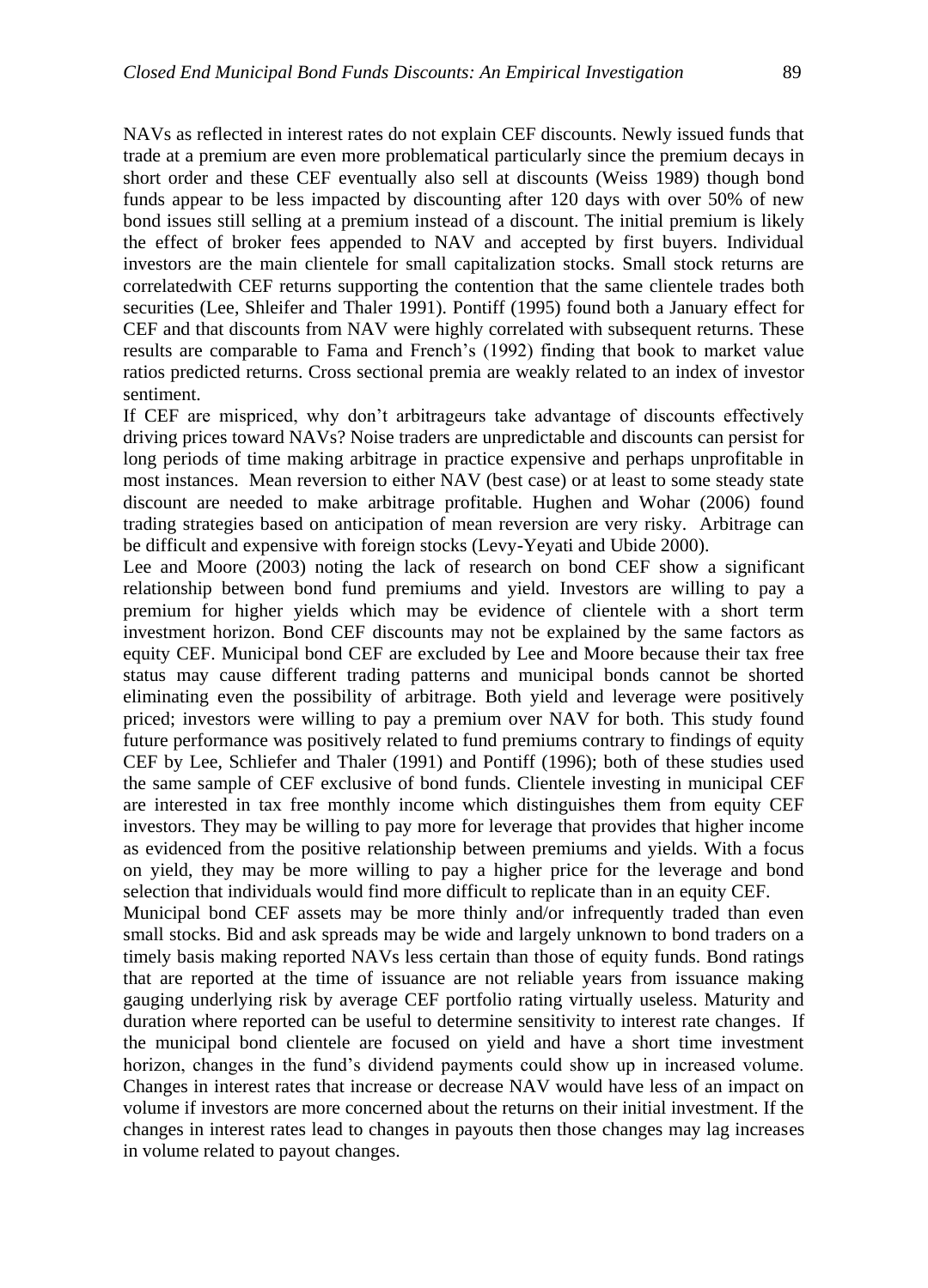NAVs as reflected in interest rates do not explain CEF discounts. Newly issued funds that trade at a premium are even more problematical particularly since the premium decays in short order and these CEF eventually also sell at discounts (Weiss 1989) though bond funds appear to be less impacted by discounting after 120 days with over 50% of new bond issues still selling at a premium instead of a discount. The initial premium is likely the effect of broker fees appended to NAV and accepted by first buyers. Individual investors are the main clientele for small capitalization stocks. Small stock returns are correlatedwith CEF returns supporting the contention that the same clientele trades both securities (Lee, Shleifer and Thaler 1991). Pontiff (1995) found both a January effect for CEF and that discounts from NAV were highly correlated with subsequent returns. These results are comparable to Fama and French's (1992) finding that book to market value ratios predicted returns. Cross sectional premia are weakly related to an index of investor sentiment.

If CEF are mispriced, why don't arbitrageurs take advantage of discounts effectively driving prices toward NAVs? Noise traders are unpredictable and discounts can persist for long periods of time making arbitrage in practice expensive and perhaps unprofitable in most instances. Mean reversion to either NAV (best case) or at least to some steady state discount are needed to make arbitrage profitable. Hughen and Wohar (2006) found trading strategies based on anticipation of mean reversion are very risky. Arbitrage can be difficult and expensive with foreign stocks (Levy-Yeyati and Ubide 2000).

Lee and Moore (2003) noting the lack of research on bond CEF show a significant relationship between bond fund premiums and yield. Investors are willing to pay a premium for higher yields which may be evidence of clientele with a short term investment horizon. Bond CEF discounts may not be explained by the same factors as equity CEF. Municipal bond CEF are excluded by Lee and Moore because their tax free status may cause different trading patterns and municipal bonds cannot be shorted eliminating even the possibility of arbitrage. Both yield and leverage were positively priced; investors were willing to pay a premium over NAV for both. This study found future performance was positively related to fund premiums contrary to findings of equity CEF by Lee, Schliefer and Thaler (1991) and Pontiff (1996); both of these studies used the same sample of CEF exclusive of bond funds. Clientele investing in municipal CEF are interested in tax free monthly income which distinguishes them from equity CEF investors. They may be willing to pay more for leverage that provides that higher income as evidenced from the positive relationship between premiums and yields. With a focus on yield, they may be more willing to pay a higher price for the leverage and bond selection that individuals would find more difficult to replicate than in an equity CEF.

Municipal bond CEF assets may be more thinly and/or infrequently traded than even small stocks. Bid and ask spreads may be wide and largely unknown to bond traders on a timely basis making reported NAVs less certain than those of equity funds. Bond ratings that are reported at the time of issuance are not reliable years from issuance making gauging underlying risk by average CEF portfolio rating virtually useless. Maturity and duration where reported can be useful to determine sensitivity to interest rate changes. If the municipal bond clientele are focused on yield and have a short time investment horizon, changes in the fund's dividend payments could show up in increased volume. Changes in interest rates that increase or decrease NAV would have less of an impact on volume if investors are more concerned about the returns on their initial investment. If the changes in interest rates lead to changes in payouts then those changes may lag increases in volume related to payout changes.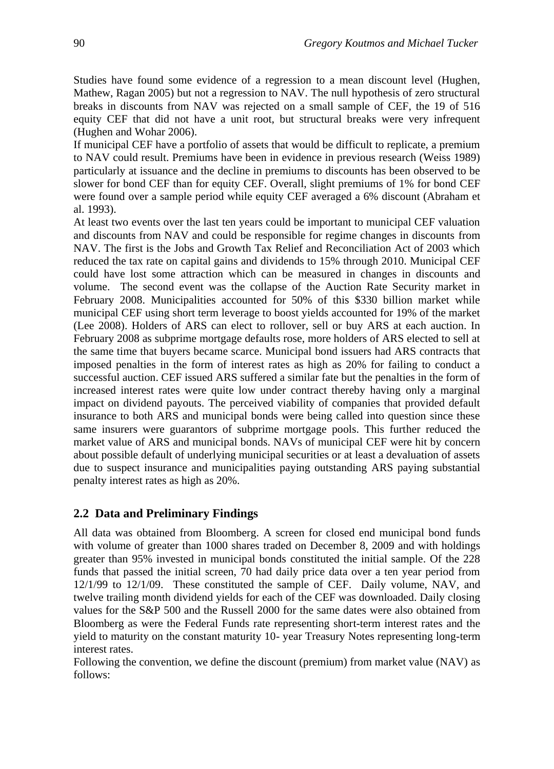Studies have found some evidence of a regression to a mean discount level (Hughen, Mathew, Ragan 2005) but not a regression to NAV. The null hypothesis of zero structural breaks in discounts from NAV was rejected on a small sample of CEF, the 19 of 516 equity CEF that did not have a unit root, but structural breaks were very infrequent (Hughen and Wohar 2006).

If municipal CEF have a portfolio of assets that would be difficult to replicate, a premium to NAV could result. Premiums have been in evidence in previous research (Weiss 1989) particularly at issuance and the decline in premiums to discounts has been observed to be slower for bond CEF than for equity CEF. Overall, slight premiums of 1% for bond CEF were found over a sample period while equity CEF averaged a 6% discount (Abraham et al. 1993).

At least two events over the last ten years could be important to municipal CEF valuation and discounts from NAV and could be responsible for regime changes in discounts from NAV. The first is the Jobs and Growth Tax Relief and Reconciliation Act of 2003 which reduced the tax rate on capital gains and dividends to 15% through 2010. Municipal CEF could have lost some attraction which can be measured in changes in discounts and volume. The second event was the collapse of the Auction Rate Security market in February 2008. Municipalities accounted for 50% of this $330 billion market while municipal CEF using short term leverage to boost yields accounted for 19% of the market (Lee 2008). Holders of ARS can elect to rollover, sell or buy ARS at each auction. In February 2008 as subprime mortgage defaults rose, more holders of ARS elected to sell at the same time that buyers became scarce. Municipal bond issuers had ARS contracts that imposed penalties in the form of interest rates as high as 20% for failing to conduct a successful auction. CEF issued ARS suffered a similar fate but the penalties in the form of increased interest rates were quite low under contract thereby having only a marginal impact on dividend payouts. The perceived viability of companies that provided default insurance to both ARS and municipal bonds were being called into question since these same insurers were guarantors of subprime mortgage pools. This further reduced the market value of ARS and municipal bonds. NAVs of municipal CEF were hit by concern about possible default of underlying municipal securities or at least a devaluation of assets due to suspect insurance and municipalities paying outstanding ARS paying substantial penalty interest rates as high as 20%.

## 2.2 Data and Preliminary Findings

All data was obtained from Bloomberg. A screen for closed end municipal bond funds with volume of greater than 1000 shares traded on December 8, 2009 and with holdings greater than 95% invested in municipal bonds constituted the initial sample. Of the 228 funds that passed the initial screen, 70 had daily price data over a ten year period from 12/1/99 to 12/1/09. These constituted the sample of CEF. Daily volume, NAV, and twelve trailing month dividend yields for each of the CEF was downloaded. Daily closing values for the S&P 500 and the Russell 2000 for the same dates were also obtained from Bloomberg as were the Federal Funds rate representing short-term interest rates and the yield to maturity on the constant maturity 10- year Treasury Notes representing long-term interest rates.

Following the convention, we define the discount (premium) from market value (NAV) as follows: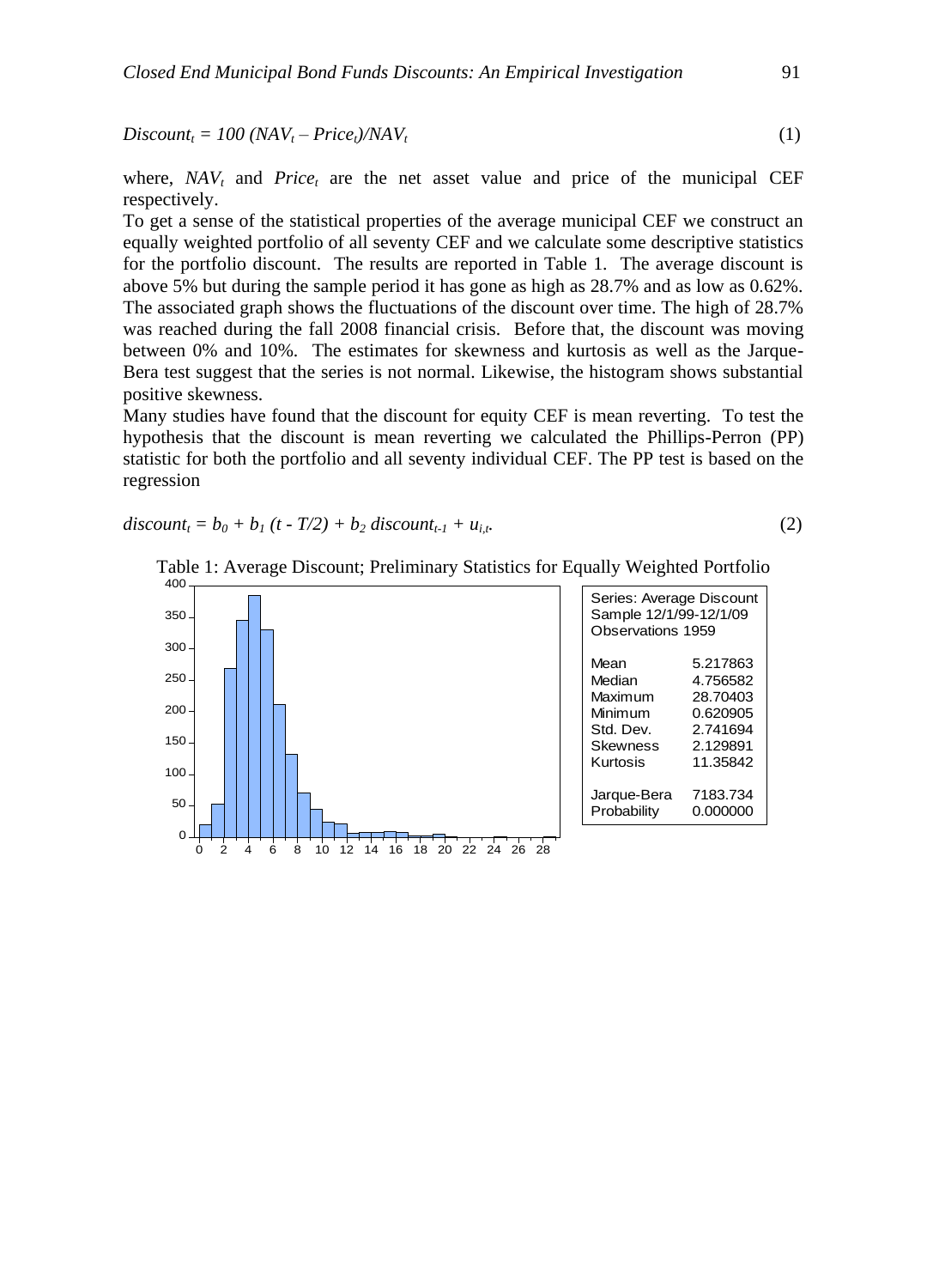$$Discount_t = 100\,(NAV_t - Price_t)/NAV_t \tag{1}$$

where, $NAV_t$ and $Price_t$ are the net asset value and price of the municipal CEF respectively.

To get a sense of the statistical properties of the average municipal CEF we construct an equally weighted portfolio of all seventy CEF and we calculate some descriptive statistics for the portfolio discount. The results are reported in Table 1. The average discount is above 5% but during the sample period it has gone as high as 28.7% and as low as 0.62%. The associated graph shows the fluctuations of the discount over time. The high of 28.7% was reached during the fall 2008 financial crisis. Before that, the discount was moving between 0% and 10%. The estimates for skewness and kurtosis as well as the Jarque-Bera test suggest that the series is not normal. Likewise, the histogram shows substantial positive skewness.

Many studies have found that the discount for equity CEF is mean reverting. To test the hypothesis that the discount is mean reverting we calculated the Phillips-Perron (PP) statistic for both the portfolio and all seventy individual CEF. The PP test is based on the regression

$$discount_t = b_0 + b_1\,(t - T/2) + b_2\,discount_{t-1} + u_{i,t}. \tag{2}$$

Table 1: Average Discount; Preliminary Statistics for Equally Weighted Portfolio

| Series: Average Discount | |
|---|---|
| Sample 12/1/99-12/1/09 | |
| Observations 1959 | |
| Mean | 5.217863 |
| Median | 4.756582 |
| Maximum | 28.70403 |
| Minimum | 0.620905 |
| Std. Dev. | 2.741694 |
| Skewness | 2.129891 |
| Kurtosis | 11.35842 |
| Jarque-Bera | 7183.734 |
| Probability | 0.000000 |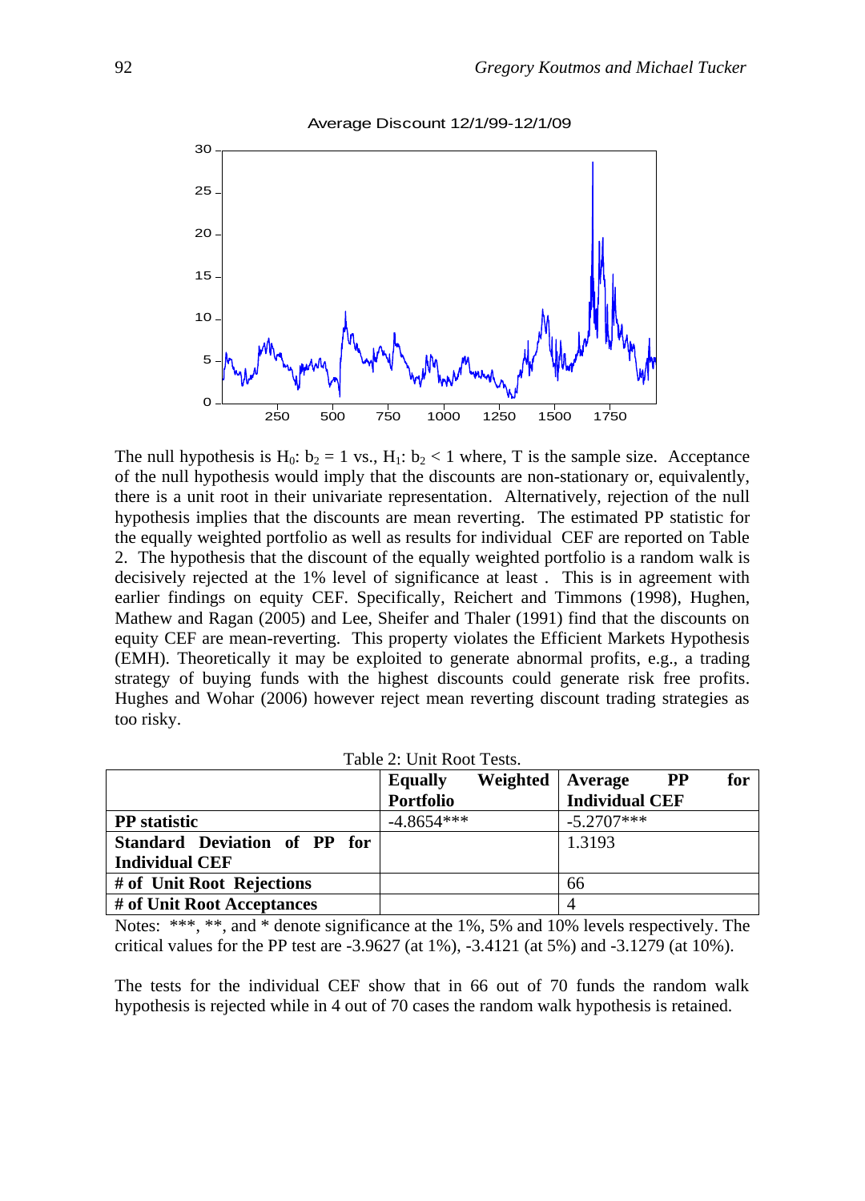Average Discount 12/1/99-12/1/09

The null hypothesis is $H_0$: $b_2 = 1$ vs., $H_1$: $b_2 < 1$ where, T is the sample size. Acceptance of the null hypothesis would imply that the discounts are non-stationary or, equivalently, there is a unit root in their univariate representation. Alternatively, rejection of the null hypothesis implies that the discounts are mean reverting. The estimated PP statistic for the equally weighted portfolio as well as results for individual CEF are reported on Table 2. The hypothesis that the discount of the equally weighted portfolio is a random walk is decisively rejected at the 1% level of significance at least . This is in agreement with earlier findings on equity CEF. Specifically, Reichert and Timmons (1998), Hughen, Mathew and Ragan (2005) and Lee, Sheifer and Thaler (1991) find that the discounts on equity CEF are mean-reverting. This property violates the Efficient Markets Hypothesis (EMH). Theoretically it may be exploited to generate abnormal profits, e.g., a trading strategy of buying funds with the highest discounts could generate risk free profits. Hughes and Wohar (2006) however reject mean reverting discount trading strategies as too risky.

Table 2: Unit Root Tests.

| | **Equally Weighted Portfolio** | **Average PP for Individual CEF** |
|---|---|---|
| **PP statistic** | -4.8654*** | -5.2707*** |
| **Standard Deviation of PP for Individual CEF** | | 1.3193 |
| **# of Unit Root Rejections** | | 66 |
| **# of Unit Root Acceptances** | | 4 |

Notes: ***, **, and * denote significance at the 1%, 5% and 10% levels respectively. The critical values for the PP test are -3.9627 (at 1%), -3.4121 (at 5%) and -3.1279 (at 10%).

The tests for the individual CEF show that in 66 out of 70 funds the random walk hypothesis is rejected while in 4 out of 70 cases the random walk hypothesis is retained.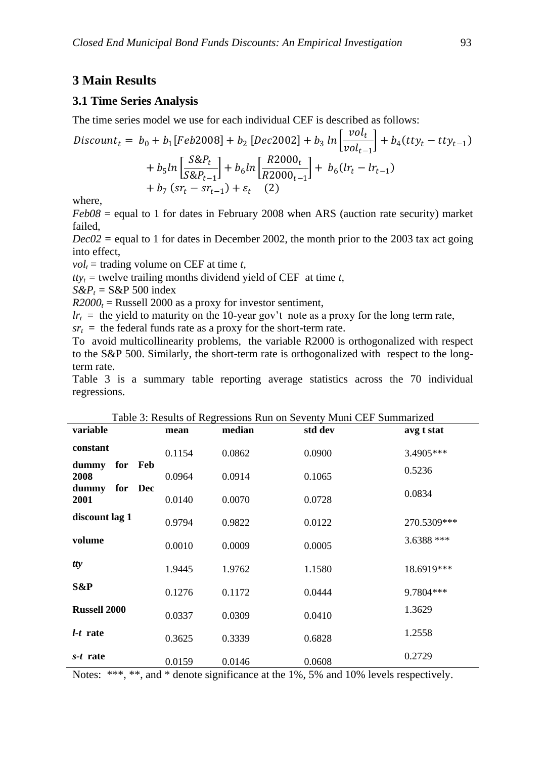## 3 Main Results

### 3.1 Time Series Analysis

The time series model we use for each individual CEF is described as follows:

$$Discount_t = b_0 + b_1[Feb2008] + b_2\,[Dec2002] + b_3\,ln\left[\frac{vol_t}{vol_{t-1}}\right] + b_4(tty_t - tty_{t-1}) + b_5 ln\left[\frac{S\&P_t}{S\&P_{t-1}}\right] + b_6 ln\left[\frac{R2000_t}{R2000_{t-1}}\right] + b_6(lr_t - lr_{t-1}) + b_7\,(sr_t - sr_{t-1}) + \varepsilon_t \quad (2)$$

where,

*Feb08* = equal to 1 for dates in February 2008 when ARS (auction rate security) market failed,

*Dec02* = equal to 1 for dates in December 2002, the month prior to the 2003 tax act going into effect,

$vol_t$ = trading volume on CEF at time $t$,

$tty_t$ = twelve trailing months dividend yield of CEF at time $t$,

$S\&P_t$ = S&P 500 index

$R2000_t$ = Russell 2000 as a proxy for investor sentiment,

$lr_t$ = the yield to maturity on the 10-year gov't note as a proxy for the long term rate,

$sr_t$ = the federal funds rate as a proxy for the short-term rate.

To avoid multicollinearity problems, the variable R2000 is orthogonalized with respect to the S&P 500. Similarly, the short-term rate is orthogonalized with respect to the long-term rate.

Table 3 is a summary table reporting average statistics across the 70 individual regressions.

Table 3: Results of Regressions Run on Seventy Muni CEF Summarized

| variable | mean | median | std dev | avg t stat |
|---|---|---|---|---|
| **constant** | 0.1154 | 0.0862 | 0.0900 | 3.4905*** |
| **dummy for Feb 2008** | 0.0964 | 0.0914 | 0.1065 | 0.5236 |
| **dummy for Dec 2001** | 0.0140 | 0.0070 | 0.0728 | 0.0834 |
| **discount lag 1** | 0.9794 | 0.9822 | 0.0122 | 270.5309*** |
| **volume** | 0.0010 | 0.0009 | 0.0005 | 3.6388 *** |
| ***tty*** | 1.9445 | 1.9762 | 1.1580 | 18.6919*** |
| **S&P** | 0.1276 | 0.1172 | 0.0444 | 9.7804*** |
| **Russell 2000** | 0.0337 | 0.0309 | 0.0410 | 1.3629 |
| ***l-t* rate** | 0.3625 | 0.3339 | 0.6828 | 1.2558 |
| ***s-t* rate** | 0.0159 | 0.0146 | 0.0608 | 0.2729 |

Notes: ***, **, and * denote significance at the 1%, 5% and 10% levels respectively.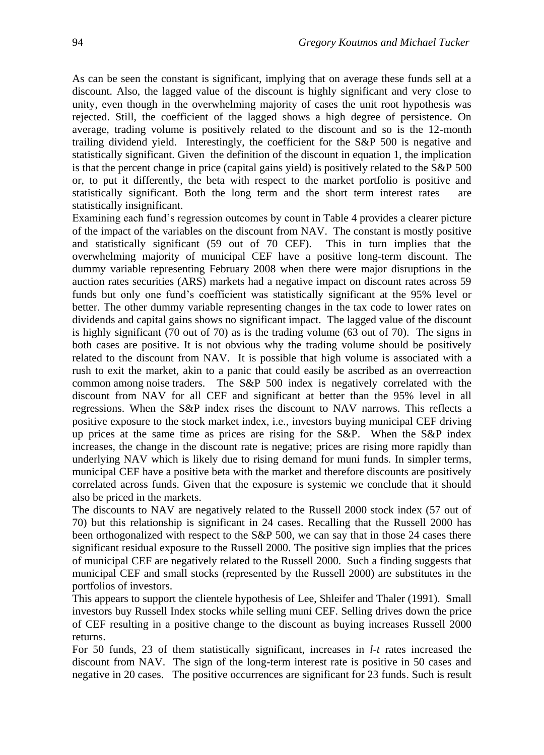As can be seen the constant is significant, implying that on average these funds sell at a discount. Also, the lagged value of the discount is highly significant and very close to unity, even though in the overwhelming majority of cases the unit root hypothesis was rejected. Still, the coefficient of the lagged shows a high degree of persistence. On average, trading volume is positively related to the discount and so is the 12-month trailing dividend yield. Interestingly, the coefficient for the S&P 500 is negative and statistically significant. Given the definition of the discount in equation 1, the implication is that the percent change in price (capital gains yield) is positively related to the S&P 500 or, to put it differently, the beta with respect to the market portfolio is positive and statistically significant. Both the long term and the short term interest rates are statistically insignificant.

Examining each fund's regression outcomes by count in Table 4 provides a clearer picture of the impact of the variables on the discount from NAV. The constant is mostly positive and statistically significant (59 out of 70 CEF). This in turn implies that the overwhelming majority of municipal CEF have a positive long-term discount. The dummy variable representing February 2008 when there were major disruptions in the auction rates securities (ARS) markets had a negative impact on discount rates across 59 funds but only one fund's coefficient was statistically significant at the 95% level or better. The other dummy variable representing changes in the tax code to lower rates on dividends and capital gains shows no significant impact. The lagged value of the discount is highly significant (70 out of 70) as is the trading volume (63 out of 70). The signs in both cases are positive. It is not obvious why the trading volume should be positively related to the discount from NAV. It is possible that high volume is associated with a rush to exit the market, akin to a panic that could easily be ascribed as an overreaction common among noise traders. The S&P 500 index is negatively correlated with the discount from NAV for all CEF and significant at better than the 95% level in all regressions. When the S&P index rises the discount to NAV narrows. This reflects a positive exposure to the stock market index, i.e., investors buying municipal CEF driving up prices at the same time as prices are rising for the S&P. When the S&P index increases, the change in the discount rate is negative; prices are rising more rapidly than underlying NAV which is likely due to rising demand for muni funds. In simpler terms, municipal CEF have a positive beta with the market and therefore discounts are positively correlated across funds. Given that the exposure is systemic we conclude that it should also be priced in the markets.

The discounts to NAV are negatively related to the Russell 2000 stock index (57 out of 70) but this relationship is significant in 24 cases. Recalling that the Russell 2000 has been orthogonalized with respect to the S&P 500, we can say that in those 24 cases there significant residual exposure to the Russell 2000. The positive sign implies that the prices of municipal CEF are negatively related to the Russell 2000. Such a finding suggests that municipal CEF and small stocks (represented by the Russell 2000) are substitutes in the portfolios of investors.

This appears to support the clientele hypothesis of Lee, Shleifer and Thaler (1991). Small investors buy Russell Index stocks while selling muni CEF. Selling drives down the price of CEF resulting in a positive change to the discount as buying increases Russell 2000 returns.

For 50 funds, 23 of them statistically significant, increases in *l-t* rates increased the discount from NAV. The sign of the long-term interest rate is positive in 50 cases and negative in 20 cases. The positive occurrences are significant for 23 funds. Such is result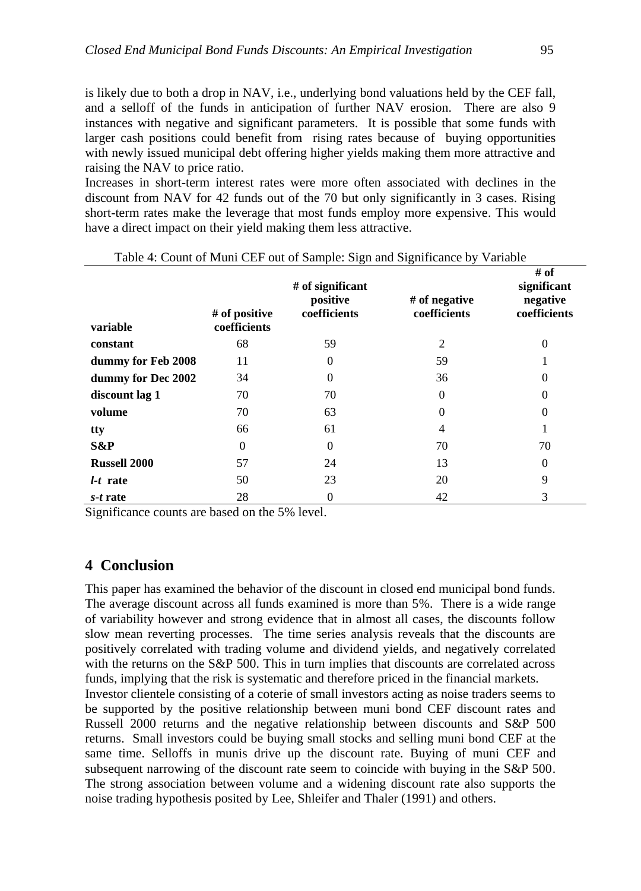is likely due to both a drop in NAV, i.e., underlying bond valuations held by the CEF fall, and a selloff of the funds in anticipation of further NAV erosion. There are also 9 instances with negative and significant parameters. It is possible that some funds with larger cash positions could benefit from rising rates because of buying opportunities with newly issued municipal debt offering higher yields making them more attractive and raising the NAV to price ratio.

Increases in short-term interest rates were more often associated with declines in the discount from NAV for 42 funds out of the 70 but only significantly in 3 cases. Rising short-term rates make the leverage that most funds employ more expensive. This would have a direct impact on their yield making them less attractive.

Table 4: Count of Muni CEF out of Sample: Sign and Significance by Variable

| variable | # of positive coefficients | # of significant positive coefficients | # of negative coefficients | # of significant negative coefficients |
|---|---|---|---|---|
| **constant** | 68 | 59 | 2 | 0 |
| **dummy for Feb 2008** | 11 | 0 | 59 | 1 |
| **dummy for Dec 2002** | 34 | 0 | 36 | 0 |
| **discount lag 1** | 70 | 70 | 0 | 0 |
| **volume** | 70 | 63 | 0 | 0 |
| **tty** | 66 | 61 | 4 | 1 |
| **S&P** | 0 | 0 | 70 | 70 |
| **Russell 2000** | 57 | 24 | 13 | 0 |
| ***l-t* rate** | 50 | 23 | 20 | 9 |
| ***s-t* rate** | 28 | 0 | 42 | 3 |

Significance counts are based on the 5% level.

## 4 Conclusion

This paper has examined the behavior of the discount in closed end municipal bond funds. The average discount across all funds examined is more than 5%. There is a wide range of variability however and strong evidence that in almost all cases, the discounts follow slow mean reverting processes. The time series analysis reveals that the discounts are positively correlated with trading volume and dividend yields, and negatively correlated with the returns on the S&P 500. This in turn implies that discounts are correlated across funds, implying that the risk is systematic and therefore priced in the financial markets.

Investor clientele consisting of a coterie of small investors acting as noise traders seems to be supported by the positive relationship between muni bond CEF discount rates and Russell 2000 returns and the negative relationship between discounts and S&P 500 returns. Small investors could be buying small stocks and selling muni bond CEF at the same time. Selloffs in munis drive up the discount rate. Buying of muni CEF and subsequent narrowing of the discount rate seem to coincide with buying in the S&P 500. The strong association between volume and a widening discount rate also supports the noise trading hypothesis posited by Lee, Shleifer and Thaler (1991) and others.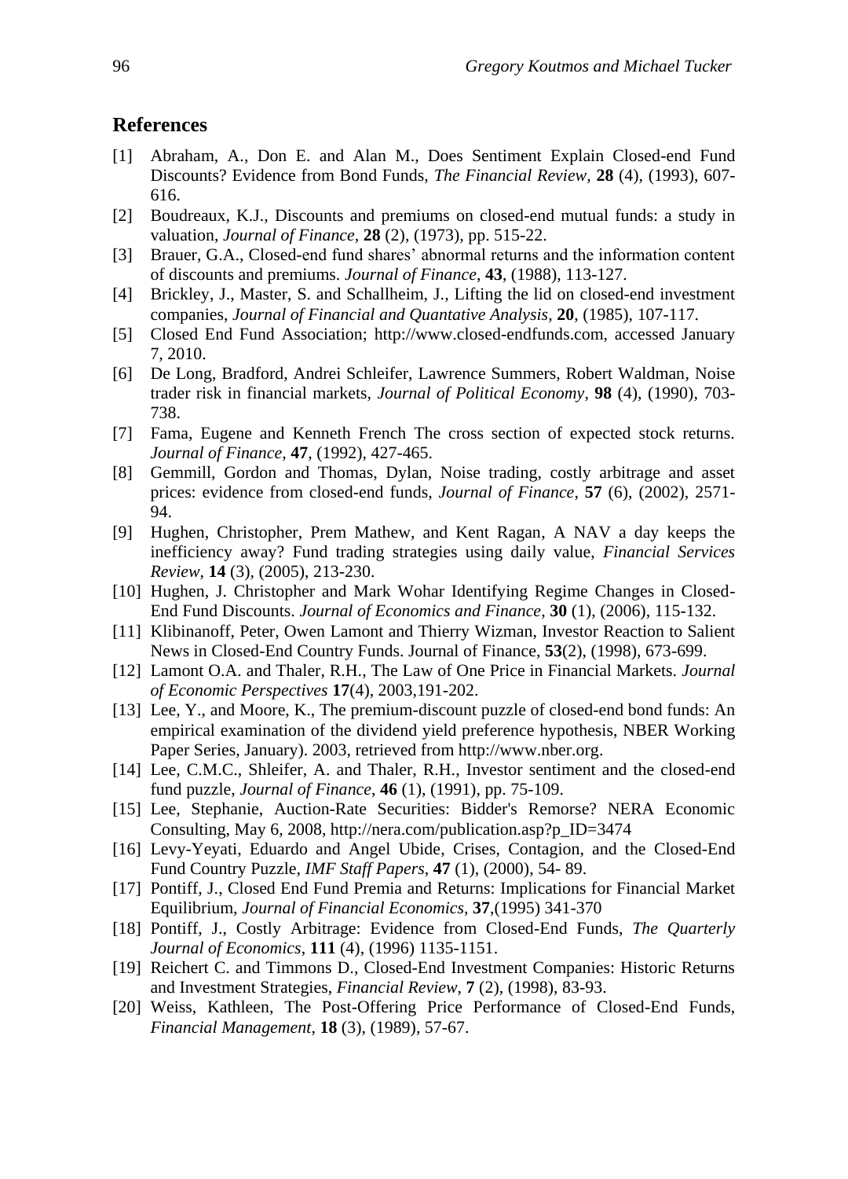## References

[1] Abraham, A., Don E. and Alan M., Does Sentiment Explain Closed-end Fund Discounts? Evidence from Bond Funds, *The Financial Review*, **28** (4), (1993), 607-616.

[2] Boudreaux, K.J., Discounts and premiums on closed-end mutual funds: a study in valuation, *Journal of Finance*, **28** (2), (1973), pp. 515-22.

[3] Brauer, G.A., Closed-end fund shares' abnormal returns and the information content of discounts and premiums. *Journal of Finance*, **43**, (1988), 113-127.

[4] Brickley, J., Master, S. and Schallheim, J., Lifting the lid on closed-end investment companies, *Journal of Financial and Quantative Analysis*, **20**, (1985), 107-117.

[5] Closed End Fund Association; http://www.closed-endfunds.com, accessed January 7, 2010.

[6] De Long, Bradford, Andrei Schleifer, Lawrence Summers, Robert Waldman, Noise trader risk in financial markets, *Journal of Political Economy*, **98** (4), (1990), 703-738.

[7] Fama, Eugene and Kenneth French The cross section of expected stock returns. *Journal of Finance*, **47**, (1992), 427-465.

[8] Gemmill, Gordon and Thomas, Dylan, Noise trading, costly arbitrage and asset prices: evidence from closed-end funds, *Journal of Finance*, **57** (6), (2002), 2571-94.

[9] Hughen, Christopher, Prem Mathew, and Kent Ragan, A NAV a day keeps the inefficiency away? Fund trading strategies using daily value, *Financial Services Review*, **14** (3), (2005), 213-230.

[10] Hughen, J. Christopher and Mark Wohar Identifying Regime Changes in Closed-End Fund Discounts. *Journal of Economics and Finance*, **30** (1), (2006), 115-132.

[11] Klibinanoff, Peter, Owen Lamont and Thierry Wizman, Investor Reaction to Salient News in Closed-End Country Funds. Journal of Finance, **53**(2), (1998), 673-699.

[12] Lamont O.A. and Thaler, R.H., The Law of One Price in Financial Markets. *Journal of Economic Perspectives* **17**(4), 2003,191-202.

[13] Lee, Y., and Moore, K., The premium-discount puzzle of closed-end bond funds: An empirical examination of the dividend yield preference hypothesis, NBER Working Paper Series, January). 2003, retrieved from http://www.nber.org.

[14] Lee, C.M.C., Shleifer, A. and Thaler, R.H., Investor sentiment and the closed-end fund puzzle, *Journal of Finance*, **46** (1), (1991), pp. 75-109.

[15] Lee, Stephanie, Auction-Rate Securities: Bidder's Remorse? NERA Economic Consulting, May 6, 2008, http://nera.com/publication.asp?p_ID=3474

[16] Levy-Yeyati, Eduardo and Angel Ubide, Crises, Contagion, and the Closed-End Fund Country Puzzle, *IMF Staff Papers*, **47** (1), (2000), 54- 89.

[17] Pontiff, J., Closed End Fund Premia and Returns: Implications for Financial Market Equilibrium, *Journal of Financial Economics*, **37**,(1995) 341-370

[18] Pontiff, J., Costly Arbitrage: Evidence from Closed-End Funds, *The Quarterly Journal of Economics*, **111** (4), (1996) 1135-1151.

[19] Reichert C. and Timmons D., Closed-End Investment Companies: Historic Returns and Investment Strategies, *Financial Review*, **7** (2), (1998), 83-93.

[20] Weiss, Kathleen, The Post-Offering Price Performance of Closed-End Funds, *Financial Management*, **18** (3), (1989), 57-67.